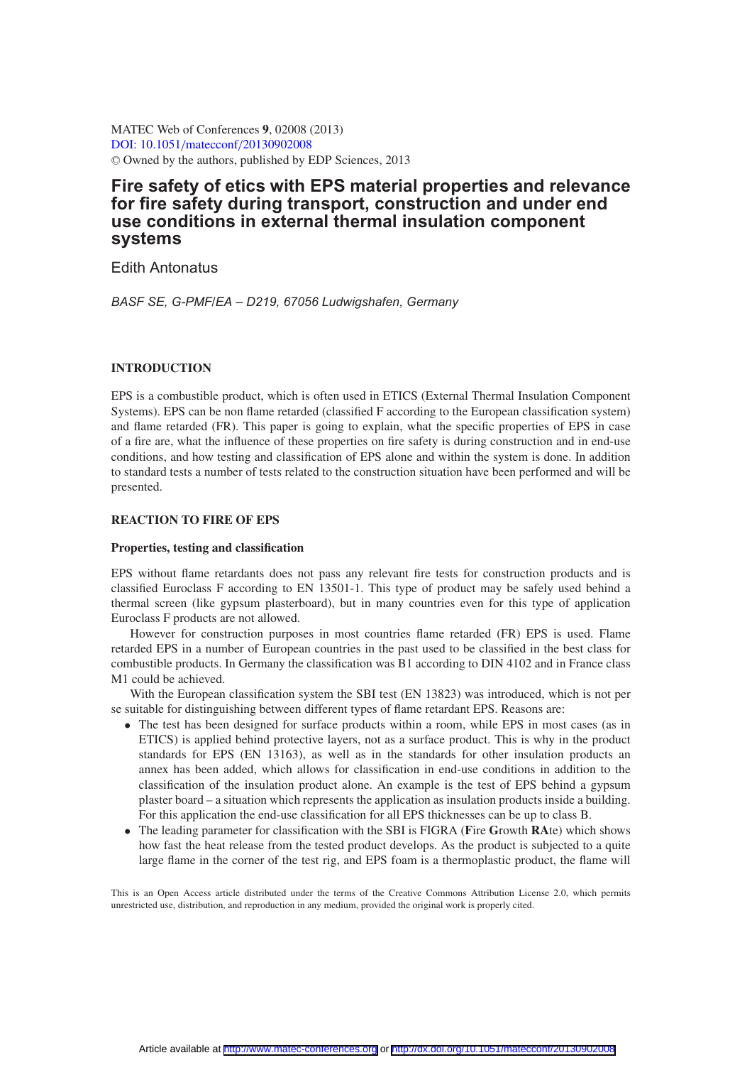MATEC Web of Conferences **9**, 02008 (2013)
DOI: 10.1051/matecconf/20130902008
© Owned by the authors, published by EDP Sciences, 2013

# Fire safety of etics with EPS material properties and relevance for fire safety during transport, construction and under end use conditions in external thermal insulation component systems

Edith Antonatus

*BASF SE, G-PMF/EA – D219, 67056 Ludwigshafen, Germany*

## INTRODUCTION

EPS is a combustible product, which is often used in ETICS (External Thermal Insulation Component Systems). EPS can be non flame retarded (classified F according to the European classification system) and flame retarded (FR). This paper is going to explain, what the specific properties of EPS in case of a fire are, what the influence of these properties on fire safety is during construction and in end-use conditions, and how testing and classification of EPS alone and within the system is done. In addition to standard tests a number of tests related to the construction situation have been performed and will be presented.

## REACTION TO FIRE OF EPS

### Properties, testing and classification

EPS without flame retardants does not pass any relevant fire tests for construction products and is classified Euroclass F according to EN 13501-1. This type of product may be safely used behind a thermal screen (like gypsum plasterboard), but in many countries even for this type of application Euroclass F products are not allowed.

However for construction purposes in most countries flame retarded (FR) EPS is used. Flame retarded EPS in a number of European countries in the past used to be classified in the best class for combustible products. In Germany the classification was B1 according to DIN 4102 and in France class M1 could be achieved.

With the European classification system the SBI test (EN 13823) was introduced, which is not per se suitable for distinguishing between different types of flame retardant EPS. Reasons are:

- The test has been designed for surface products within a room, while EPS in most cases (as in ETICS) is applied behind protective layers, not as a surface product. This is why in the product standards for EPS (EN 13163), as well as in the standards for other insulation products an annex has been added, which allows for classification in end-use conditions in addition to the classification of the insulation product alone. An example is the test of EPS behind a gypsum plaster board – a situation which represents the application as insulation products inside a building. For this application the end-use classification for all EPS thicknesses can be up to class B.
- The leading parameter for classification with the SBI is FIGRA (**F**ire **G**rowth **RA**te) which shows how fast the heat release from the tested product develops. As the product is subjected to a quite large flame in the corner of the test rig, and EPS foam is a thermoplastic product, the flame will

This is an Open Access article distributed under the terms of the Creative Commons Attribution License 2.0, which permits unrestricted use, distribution, and reproduction in any medium, provided the original work is properly cited.

Article available at http://www.matec-conferences.org or http://dx.doi.org/10.1051/matecconf/20130902008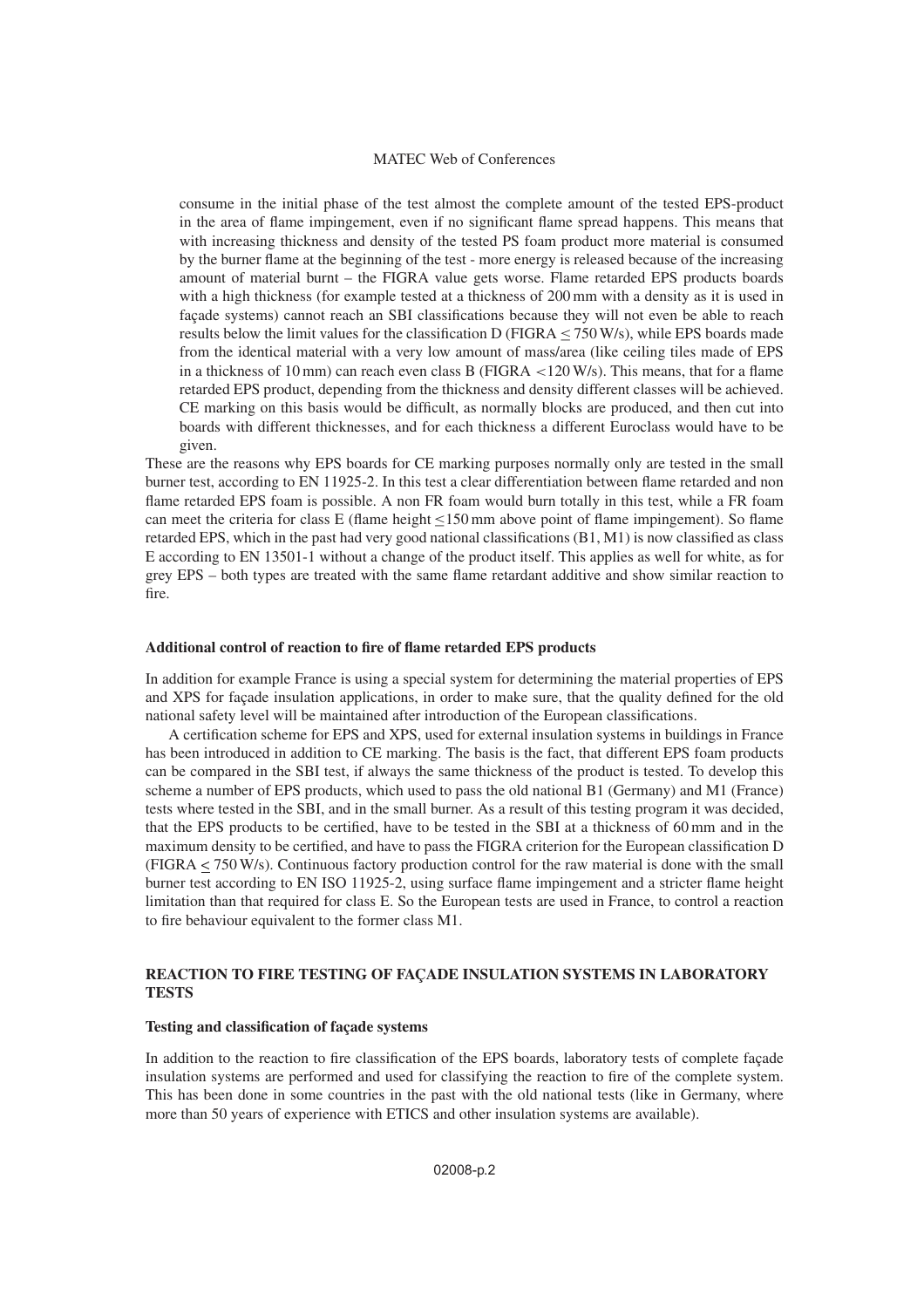consume in the initial phase of the test almost the complete amount of the tested EPS-product in the area of flame impingement, even if no significant flame spread happens. This means that with increasing thickness and density of the tested PS foam product more material is consumed by the burner flame at the beginning of the test - more energy is released because of the increasing amount of material burnt – the FIGRA value gets worse. Flame retarded EPS products boards with a high thickness (for example tested at a thickness of 200 mm with a density as it is used in façade systems) cannot reach an SBI classifications because they will not even be able to reach results below the limit values for the classification D (FIGRA ≤ 750 W/s), while EPS boards made from the identical material with a very low amount of mass/area (like ceiling tiles made of EPS in a thickness of 10 mm) can reach even class B (FIGRA <120 W/s). This means, that for a flame retarded EPS product, depending from the thickness and density different classes will be achieved. CE marking on this basis would be difficult, as normally blocks are produced, and then cut into boards with different thicknesses, and for each thickness a different Euroclass would have to be given.

These are the reasons why EPS boards for CE marking purposes normally only are tested in the small burner test, according to EN 11925-2. In this test a clear differentiation between flame retarded and non flame retarded EPS foam is possible. A non FR foam would burn totally in this test, while a FR foam can meet the criteria for class E (flame height ≤150 mm above point of flame impingement). So flame retarded EPS, which in the past had very good national classifications (B1, M1) is now classified as class E according to EN 13501-1 without a change of the product itself. This applies as well for white, as for grey EPS – both types are treated with the same flame retardant additive and show similar reaction to fire.

### Additional control of reaction to fire of flame retarded EPS products

In addition for example France is using a special system for determining the material properties of EPS and XPS for façade insulation applications, in order to make sure, that the quality defined for the old national safety level will be maintained after introduction of the European classifications.

A certification scheme for EPS and XPS, used for external insulation systems in buildings in France has been introduced in addition to CE marking. The basis is the fact, that different EPS foam products can be compared in the SBI test, if always the same thickness of the product is tested. To develop this scheme a number of EPS products, which used to pass the old national B1 (Germany) and M1 (France) tests where tested in the SBI, and in the small burner. As a result of this testing program it was decided, that the EPS products to be certified, have to be tested in the SBI at a thickness of 60 mm and in the maximum density to be certified, and have to pass the FIGRA criterion for the European classification D (FIGRA ≤ 750 W/s). Continuous factory production control for the raw material is done with the small burner test according to EN ISO 11925-2, using surface flame impingement and a stricter flame height limitation than that required for class E. So the European tests are used in France, to control a reaction to fire behaviour equivalent to the former class M1.

## REACTION TO FIRE TESTING OF FAÇADE INSULATION SYSTEMS IN LABORATORY TESTS

### Testing and classification of façade systems

In addition to the reaction to fire classification of the EPS boards, laboratory tests of complete façade insulation systems are performed and used for classifying the reaction to fire of the complete system. This has been done in some countries in the past with the old national tests (like in Germany, where more than 50 years of experience with ETICS and other insulation systems are available).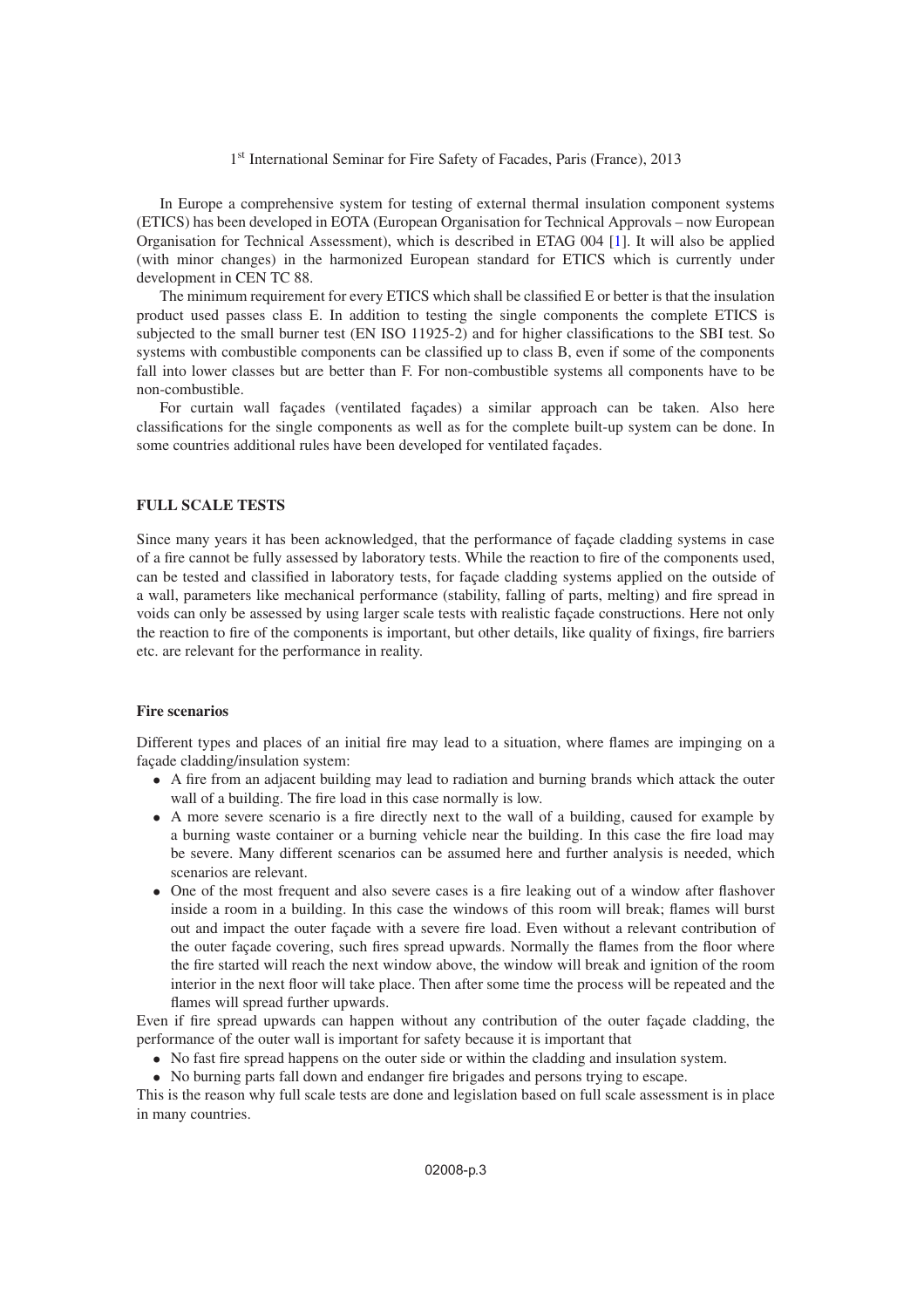In Europe a comprehensive system for testing of external thermal insulation component systems (ETICS) has been developed in EOTA (European Organisation for Technical Approvals – now European Organisation for Technical Assessment), which is described in ETAG 004 [1]. It will also be applied (with minor changes) in the harmonized European standard for ETICS which is currently under development in CEN TC 88.

The minimum requirement for every ETICS which shall be classified E or better is that the insulation product used passes class E. In addition to testing the single components the complete ETICS is subjected to the small burner test (EN ISO 11925-2) and for higher classifications to the SBI test. So systems with combustible components can be classified up to class B, even if some of the components fall into lower classes but are better than F. For non-combustible systems all components have to be non-combustible.

For curtain wall façades (ventilated façades) a similar approach can be taken. Also here classifications for the single components as well as for the complete built-up system can be done. In some countries additional rules have been developed for ventilated façades.

## FULL SCALE TESTS

Since many years it has been acknowledged, that the performance of façade cladding systems in case of a fire cannot be fully assessed by laboratory tests. While the reaction to fire of the components used, can be tested and classified in laboratory tests, for façade cladding systems applied on the outside of a wall, parameters like mechanical performance (stability, falling of parts, melting) and fire spread in voids can only be assessed by using larger scale tests with realistic façade constructions. Here not only the reaction to fire of the components is important, but other details, like quality of fixings, fire barriers etc. are relevant for the performance in reality.

### Fire scenarios

Different types and places of an initial fire may lead to a situation, where flames are impinging on a façade cladding/insulation system:

- A fire from an adjacent building may lead to radiation and burning brands which attack the outer wall of a building. The fire load in this case normally is low.
- A more severe scenario is a fire directly next to the wall of a building, caused for example by a burning waste container or a burning vehicle near the building. In this case the fire load may be severe. Many different scenarios can be assumed here and further analysis is needed, which scenarios are relevant.
- One of the most frequent and also severe cases is a fire leaking out of a window after flashover inside a room in a building. In this case the windows of this room will break; flames will burst out and impact the outer façade with a severe fire load. Even without a relevant contribution of the outer façade covering, such fires spread upwards. Normally the flames from the floor where the fire started will reach the next window above, the window will break and ignition of the room interior in the next floor will take place. Then after some time the process will be repeated and the flames will spread further upwards.

Even if fire spread upwards can happen without any contribution of the outer façade cladding, the performance of the outer wall is important for safety because it is important that

- No fast fire spread happens on the outer side or within the cladding and insulation system.
- No burning parts fall down and endanger fire brigades and persons trying to escape.

This is the reason why full scale tests are done and legislation based on full scale assessment is in place in many countries.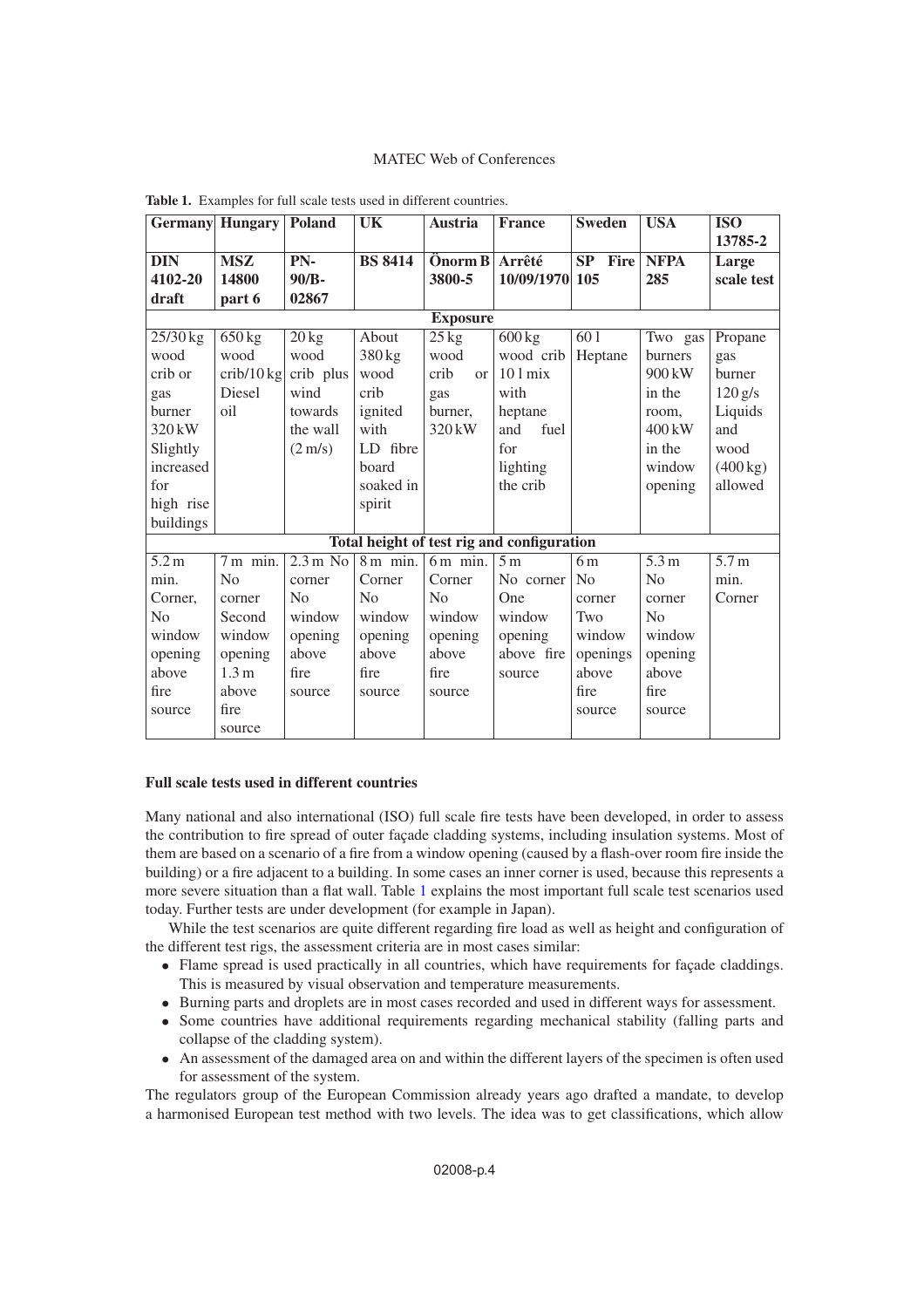**Table 1.** Examples for full scale tests used in different countries.

| Germany | Hungary | Poland | UK | Austria | France | Sweden | USA | ISO 13785-2 |
|---|---|---|---|---|---|---|---|---|
| **DIN 4102-20 draft** | **MSZ 14800 part 6** | **PN-90/B-02867** | **BS 8414** | **Önorm B 3800-5** | **Arrêté 10/09/1970** | **SP Fire 105** | **NFPA 285** | **Large scale test** |
| **Exposure** | | | | | | | | |
| 25/30 kg wood crib or gas burner 320 kW Slightly increased for high rise buildings | 650 kg wood crib/10 kg Diesel oil | 20 kg wood crib plus wind towards the wall (2 m/s) | About 380 kg wood crib ignited with LD fibre board soaked in spirit | 25 kg wood crib or gas burner, 320 kW | 600 kg wood crib 10 l mix with heptane and fuel for lighting the crib | 60 l Heptane | Two gas burners 900 kW in the room, 400 kW in the window opening | Propane gas burner 120 g/s Liquids and wood (400 kg) allowed |
| **Total height of test rig and configuration** | | | | | | | | |
| 5.2 m min. Corner, No window opening above fire source | 7 m min. No corner Second window opening 1.3 m above fire source | 2.3 m No corner No window opening above fire source | 8 m min. Corner No window opening above fire source | 6 m min. Corner No window opening above fire source | 5 m No corner One window opening above fire source | 6 m No corner Two window openings above fire source | 5.3 m No corner No window opening above fire source | 5.7 m min. Corner |

### Full scale tests used in different countries

Many national and also international (ISO) full scale fire tests have been developed, in order to assess the contribution to fire spread of outer façade cladding systems, including insulation systems. Most of them are based on a scenario of a fire from a window opening (caused by a flash-over room fire inside the building) or a fire adjacent to a building. In some cases an inner corner is used, because this represents a more severe situation than a flat wall. Table 1 explains the most important full scale test scenarios used today. Further tests are under development (for example in Japan).

While the test scenarios are quite different regarding fire load as well as height and configuration of the different test rigs, the assessment criteria are in most cases similar:

- Flame spread is used practically in all countries, which have requirements for façade claddings. This is measured by visual observation and temperature measurements.
- Burning parts and droplets are in most cases recorded and used in different ways for assessment.
- Some countries have additional requirements regarding mechanical stability (falling parts and collapse of the cladding system).
- An assessment of the damaged area on and within the different layers of the specimen is often used for assessment of the system.

The regulators group of the European Commission already years ago drafted a mandate, to develop a harmonised European test method with two levels. The idea was to get classifications, which allow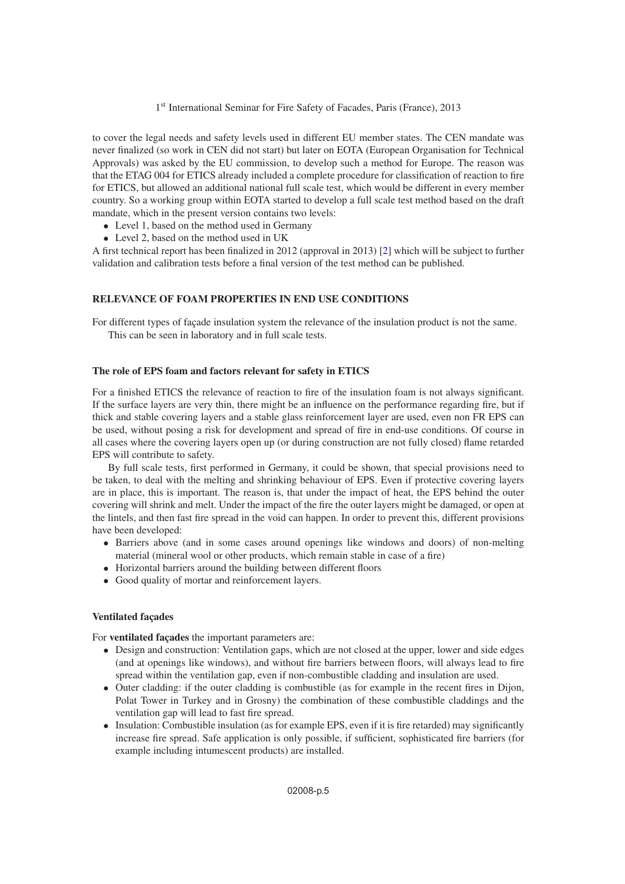to cover the legal needs and safety levels used in different EU member states. The CEN mandate was never finalized (so work in CEN did not start) but later on EOTA (European Organisation for Technical Approvals) was asked by the EU commission, to develop such a method for Europe. The reason was that the ETAG 004 for ETICS already included a complete procedure for classification of reaction to fire for ETICS, but allowed an additional national full scale test, which would be different in every member country. So a working group within EOTA started to develop a full scale test method based on the draft mandate, which in the present version contains two levels:

- Level 1, based on the method used in Germany
- Level 2, based on the method used in UK

A first technical report has been finalized in 2012 (approval in 2013) [2] which will be subject to further validation and calibration tests before a final version of the test method can be published.

## RELEVANCE OF FOAM PROPERTIES IN END USE CONDITIONS

For different types of façade insulation system the relevance of the insulation product is not the same.

This can be seen in laboratory and in full scale tests.

### The role of EPS foam and factors relevant for safety in ETICS

For a finished ETICS the relevance of reaction to fire of the insulation foam is not always significant. If the surface layers are very thin, there might be an influence on the performance regarding fire, but if thick and stable covering layers and a stable glass reinforcement layer are used, even non FR EPS can be used, without posing a risk for development and spread of fire in end-use conditions. Of course in all cases where the covering layers open up (or during construction are not fully closed) flame retarded EPS will contribute to safety.

By full scale tests, first performed in Germany, it could be shown, that special provisions need to be taken, to deal with the melting and shrinking behaviour of EPS. Even if protective covering layers are in place, this is important. The reason is, that under the impact of heat, the EPS behind the outer covering will shrink and melt. Under the impact of the fire the outer layers might be damaged, or open at the lintels, and then fast fire spread in the void can happen. In order to prevent this, different provisions have been developed:

- Barriers above (and in some cases around openings like windows and doors) of non-melting material (mineral wool or other products, which remain stable in case of a fire)
- Horizontal barriers around the building between different floors
- Good quality of mortar and reinforcement layers.

### Ventilated façades

For **ventilated façades** the important parameters are:

- Design and construction: Ventilation gaps, which are not closed at the upper, lower and side edges (and at openings like windows), and without fire barriers between floors, will always lead to fire spread within the ventilation gap, even if non-combustible cladding and insulation are used.
- Outer cladding: if the outer cladding is combustible (as for example in the recent fires in Dijon, Polat Tower in Turkey and in Grosny) the combination of these combustible claddings and the ventilation gap will lead to fast fire spread.
- Insulation: Combustible insulation (as for example EPS, even if it is fire retarded) may significantly increase fire spread. Safe application is only possible, if sufficient, sophisticated fire barriers (for example including intumescent products) are installed.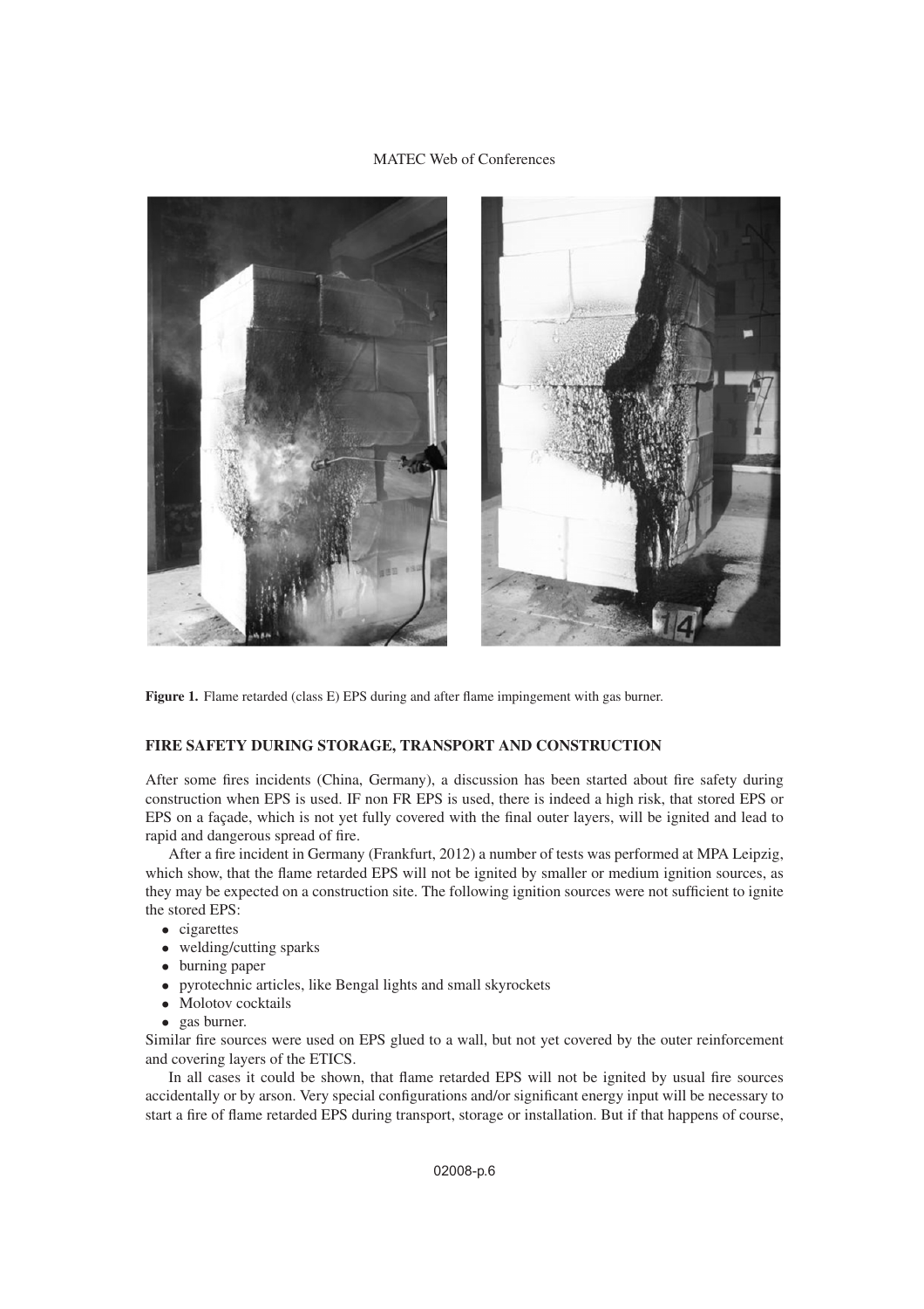**Figure 1.** Flame retarded (class E) EPS during and after flame impingement with gas burner.

## FIRE SAFETY DURING STORAGE, TRANSPORT AND CONSTRUCTION

After some fires incidents (China, Germany), a discussion has been started about fire safety during construction when EPS is used. IF non FR EPS is used, there is indeed a high risk, that stored EPS or EPS on a façade, which is not yet fully covered with the final outer layers, will be ignited and lead to rapid and dangerous spread of fire.

After a fire incident in Germany (Frankfurt, 2012) a number of tests was performed at MPA Leipzig, which show, that the flame retarded EPS will not be ignited by smaller or medium ignition sources, as they may be expected on a construction site. The following ignition sources were not sufficient to ignite the stored EPS:

- cigarettes
- welding/cutting sparks
- burning paper
- pyrotechnic articles, like Bengal lights and small skyrockets
- Molotov cocktails
- gas burner.

Similar fire sources were used on EPS glued to a wall, but not yet covered by the outer reinforcement and covering layers of the ETICS.

In all cases it could be shown, that flame retarded EPS will not be ignited by usual fire sources accidentally or by arson. Very special configurations and/or significant energy input will be necessary to start a fire of flame retarded EPS during transport, storage or installation. But if that happens of course,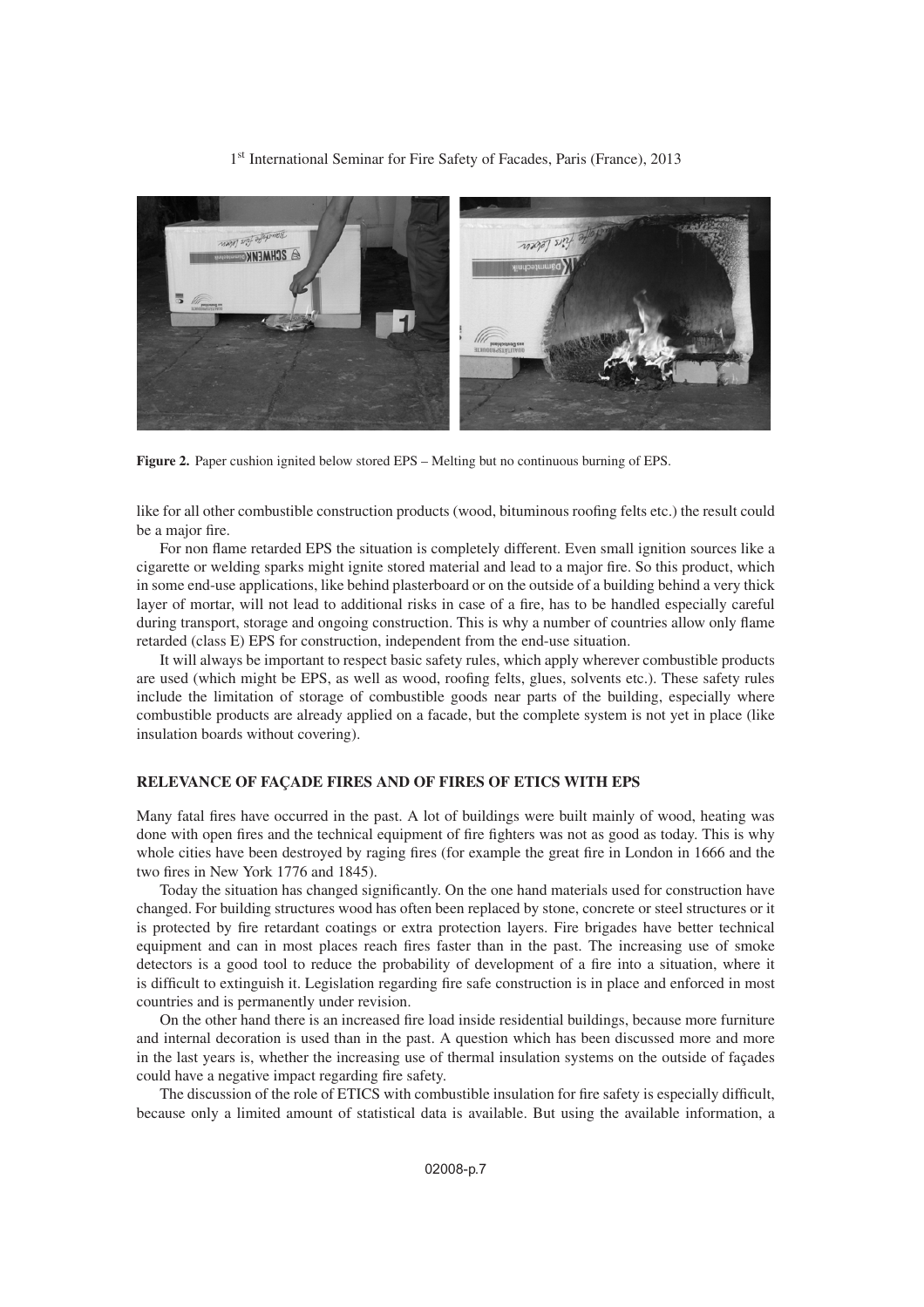**Figure 2.** Paper cushion ignited below stored EPS – Melting but no continuous burning of EPS.

like for all other combustible construction products (wood, bituminous roofing felts etc.) the result could be a major fire.

For non flame retarded EPS the situation is completely different. Even small ignition sources like a cigarette or welding sparks might ignite stored material and lead to a major fire. So this product, which in some end-use applications, like behind plasterboard or on the outside of a building behind a very thick layer of mortar, will not lead to additional risks in case of a fire, has to be handled especially careful during transport, storage and ongoing construction. This is why a number of countries allow only flame retarded (class E) EPS for construction, independent from the end-use situation.

It will always be important to respect basic safety rules, which apply wherever combustible products are used (which might be EPS, as well as wood, roofing felts, glues, solvents etc.). These safety rules include the limitation of storage of combustible goods near parts of the building, especially where combustible products are already applied on a facade, but the complete system is not yet in place (like insulation boards without covering).

## RELEVANCE OF FAÇADE FIRES AND OF FIRES OF ETICS WITH EPS

Many fatal fires have occurred in the past. A lot of buildings were built mainly of wood, heating was done with open fires and the technical equipment of fire fighters was not as good as today. This is why whole cities have been destroyed by raging fires (for example the great fire in London in 1666 and the two fires in New York 1776 and 1845).

Today the situation has changed significantly. On the one hand materials used for construction have changed. For building structures wood has often been replaced by stone, concrete or steel structures or it is protected by fire retardant coatings or extra protection layers. Fire brigades have better technical equipment and can in most places reach fires faster than in the past. The increasing use of smoke detectors is a good tool to reduce the probability of development of a fire into a situation, where it is difficult to extinguish it. Legislation regarding fire safe construction is in place and enforced in most countries and is permanently under revision.

On the other hand there is an increased fire load inside residential buildings, because more furniture and internal decoration is used than in the past. A question which has been discussed more and more in the last years is, whether the increasing use of thermal insulation systems on the outside of façades could have a negative impact regarding fire safety.

The discussion of the role of ETICS with combustible insulation for fire safety is especially difficult, because only a limited amount of statistical data is available. But using the available information, a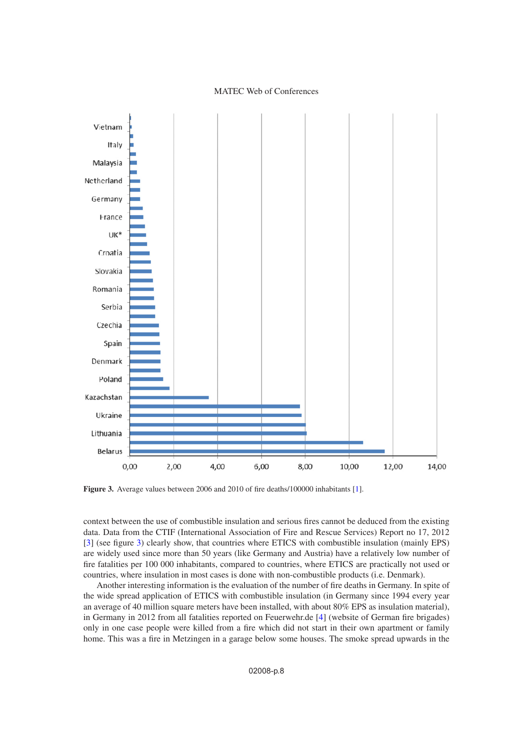Figure 3. Average values between 2006 and 2010 of fire deaths/100000 inhabitants [1].

context between the use of combustible insulation and serious fires cannot be deduced from the existing data. Data from the CTIF (International Association of Fire and Rescue Services) Report no 17, 2012 [3] (see figure 3) clearly show, that countries where ETICS with combustible insulation (mainly EPS) are widely used since more than 50 years (like Germany and Austria) have a relatively low number of fire fatalities per 100 000 inhabitants, compared to countries, where ETICS are practically not used or countries, where insulation in most cases is done with non-combustible products (i.e. Denmark).

Another interesting information is the evaluation of the number of fire deaths in Germany. In spite of the wide spread application of ETICS with combustible insulation (in Germany since 1994 every year an average of 40 million square meters have been installed, with about 80% EPS as insulation material), in Germany in 2012 from all fatalities reported on Feuerwehr.de [4] (website of German fire brigades) only in one case people were killed from a fire which did not start in their own apartment or family home. This was a fire in Metzingen in a garage below some houses. The smoke spread upwards in the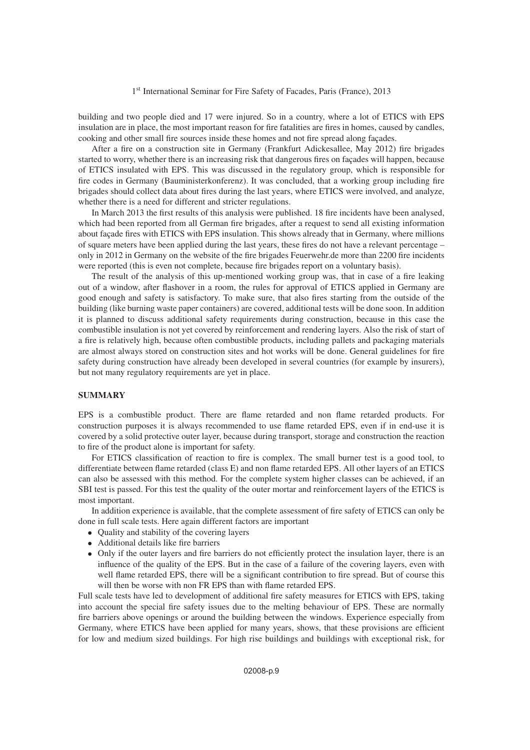building and two people died and 17 were injured. So in a country, where a lot of ETICS with EPS insulation are in place, the most important reason for fire fatalities are fires in homes, caused by candles, cooking and other small fire sources inside these homes and not fire spread along façades.

After a fire on a construction site in Germany (Frankfurt Adickesallee, May 2012) fire brigades started to worry, whether there is an increasing risk that dangerous fires on façades will happen, because of ETICS insulated with EPS. This was discussed in the regulatory group, which is responsible for fire codes in Germany (Bauministerkonferenz). It was concluded, that a working group including fire brigades should collect data about fires during the last years, where ETICS were involved, and analyze, whether there is a need for different and stricter regulations.

In March 2013 the first results of this analysis were published. 18 fire incidents have been analysed, which had been reported from all German fire brigades, after a request to send all existing information about façade fires with ETICS with EPS insulation. This shows already that in Germany, where millions of square meters have been applied during the last years, these fires do not have a relevant percentage – only in 2012 in Germany on the website of the fire brigades Feuerwehr.de more than 2200 fire incidents were reported (this is even not complete, because fire brigades report on a voluntary basis).

The result of the analysis of this up-mentioned working group was, that in case of a fire leaking out of a window, after flashover in a room, the rules for approval of ETICS applied in Germany are good enough and safety is satisfactory. To make sure, that also fires starting from the outside of the building (like burning waste paper containers) are covered, additional tests will be done soon. In addition it is planned to discuss additional safety requirements during construction, because in this case the combustible insulation is not yet covered by reinforcement and rendering layers. Also the risk of start of a fire is relatively high, because often combustible products, including pallets and packaging materials are almost always stored on construction sites and hot works will be done. General guidelines for fire safety during construction have already been developed in several countries (for example by insurers), but not many regulatory requirements are yet in place.

## SUMMARY

EPS is a combustible product. There are flame retarded and non flame retarded products. For construction purposes it is always recommended to use flame retarded EPS, even if in end-use it is covered by a solid protective outer layer, because during transport, storage and construction the reaction to fire of the product alone is important for safety.

For ETICS classification of reaction to fire is complex. The small burner test is a good tool, to differentiate between flame retarded (class E) and non flame retarded EPS. All other layers of an ETICS can also be assessed with this method. For the complete system higher classes can be achieved, if an SBI test is passed. For this test the quality of the outer mortar and reinforcement layers of the ETICS is most important.

In addition experience is available, that the complete assessment of fire safety of ETICS can only be done in full scale tests. Here again different factors are important

- Quality and stability of the covering layers
- Additional details like fire barriers
- Only if the outer layers and fire barriers do not efficiently protect the insulation layer, there is an influence of the quality of the EPS. But in the case of a failure of the covering layers, even with well flame retarded EPS, there will be a significant contribution to fire spread. But of course this will then be worse with non FR EPS than with flame retarded EPS.

Full scale tests have led to development of additional fire safety measures for ETICS with EPS, taking into account the special fire safety issues due to the melting behaviour of EPS. These are normally fire barriers above openings or around the building between the windows. Experience especially from Germany, where ETICS have been applied for many years, shows, that these provisions are efficient for low and medium sized buildings. For high rise buildings and buildings with exceptional risk, for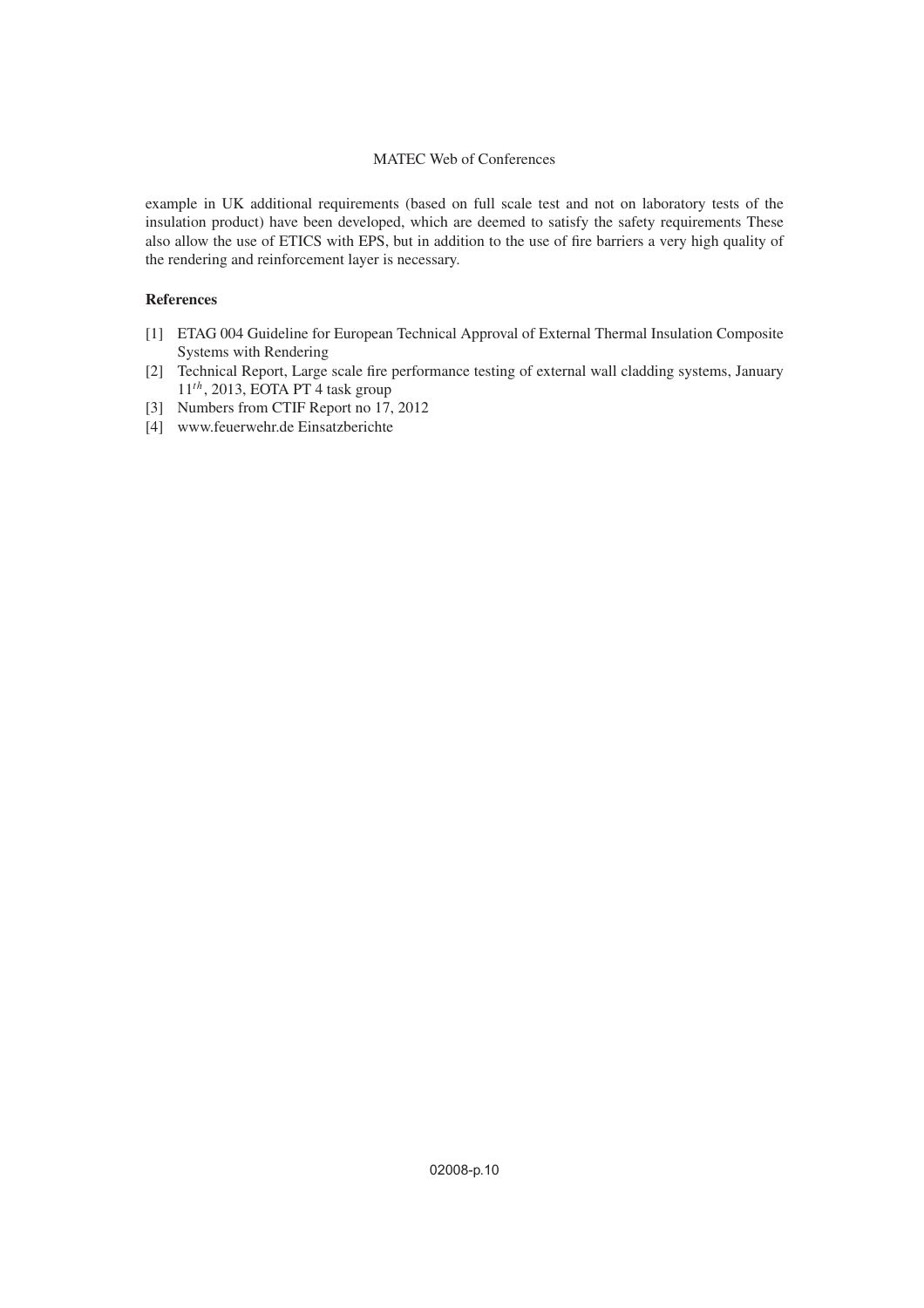example in UK additional requirements (based on full scale test and not on laboratory tests of the insulation product) have been developed, which are deemed to satisfy the safety requirements These also allow the use of ETICS with EPS, but in addition to the use of fire barriers a very high quality of the rendering and reinforcement layer is necessary.

## References

[1] ETAG 004 Guideline for European Technical Approval of External Thermal Insulation Composite Systems with Rendering

[2] Technical Report, Large scale fire performance testing of external wall cladding systems, January $11^{th}$, 2013, EOTA PT 4 task group

[3] Numbers from CTIF Report no 17, 2012

[4] www.feuerwehr.de Einsatzberichte